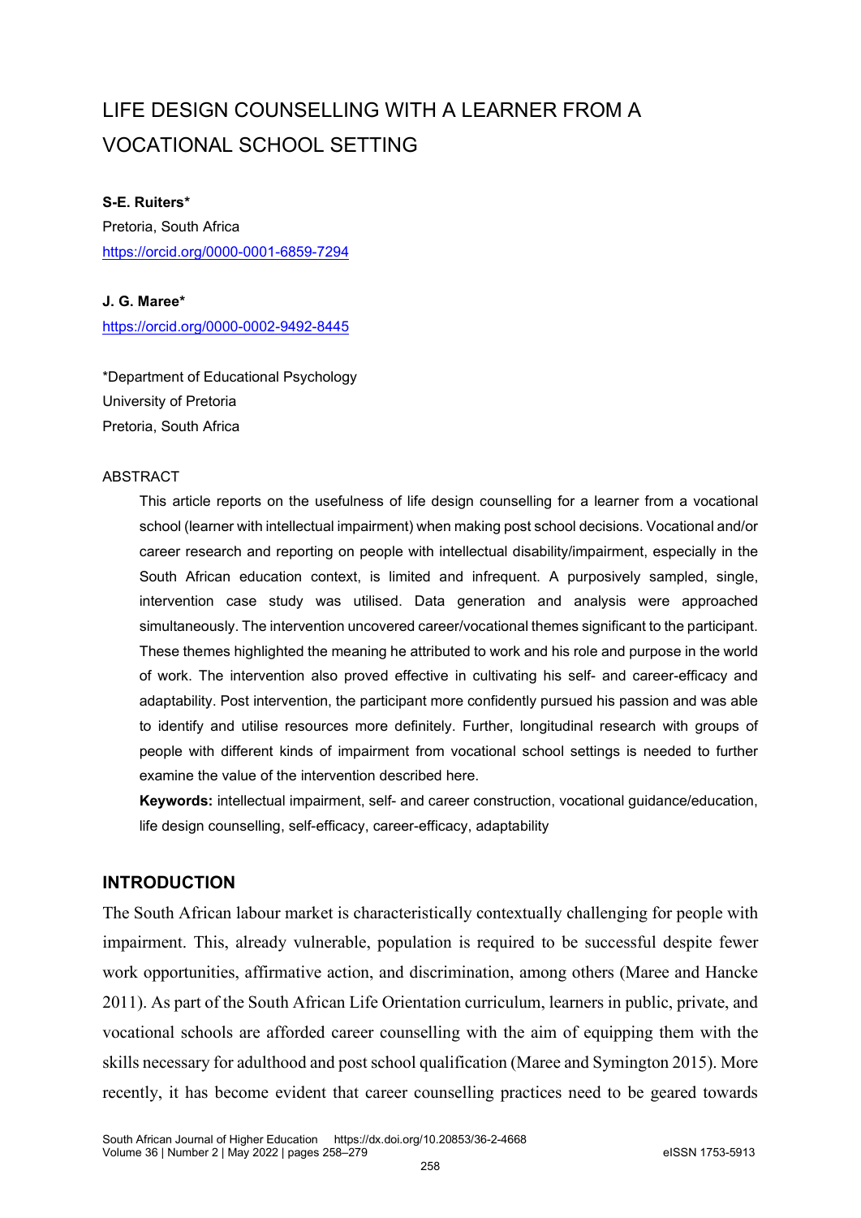# LIFE DESIGN COUNSELLING WITH A LEARNER FROM A VOCATIONAL SCHOOL SETTING

**S-E. Ruiters***
Pretoria, South Africa
https://orcid.org/0000-0001-6859-7294

**J. G. Maree***
https://orcid.org/0000-0002-9492-8445

*Department of Educational Psychology
University of Pretoria
Pretoria, South Africa

ABSTRACT

This article reports on the usefulness of life design counselling for a learner from a vocational school (learner with intellectual impairment) when making post school decisions. Vocational and/or career research and reporting on people with intellectual disability/impairment, especially in the South African education context, is limited and infrequent. A purposively sampled, single, intervention case study was utilised. Data generation and analysis were approached simultaneously. The intervention uncovered career/vocational themes significant to the participant. These themes highlighted the meaning he attributed to work and his role and purpose in the world of work. The intervention also proved effective in cultivating his self- and career-efficacy and adaptability. Post intervention, the participant more confidently pursued his passion and was able to identify and utilise resources more definitely. Further, longitudinal research with groups of people with different kinds of impairment from vocational school settings is needed to further examine the value of the intervention described here.

**Keywords:** intellectual impairment, self- and career construction, vocational guidance/education, life design counselling, self-efficacy, career-efficacy, adaptability

## INTRODUCTION

The South African labour market is characteristically contextually challenging for people with impairment. This, already vulnerable, population is required to be successful despite fewer work opportunities, affirmative action, and discrimination, among others (Maree and Hancke 2011). As part of the South African Life Orientation curriculum, learners in public, private, and vocational schools are afforded career counselling with the aim of equipping them with the skills necessary for adulthood and post school qualification (Maree and Symington 2015). More recently, it has become evident that career counselling practices need to be geared towards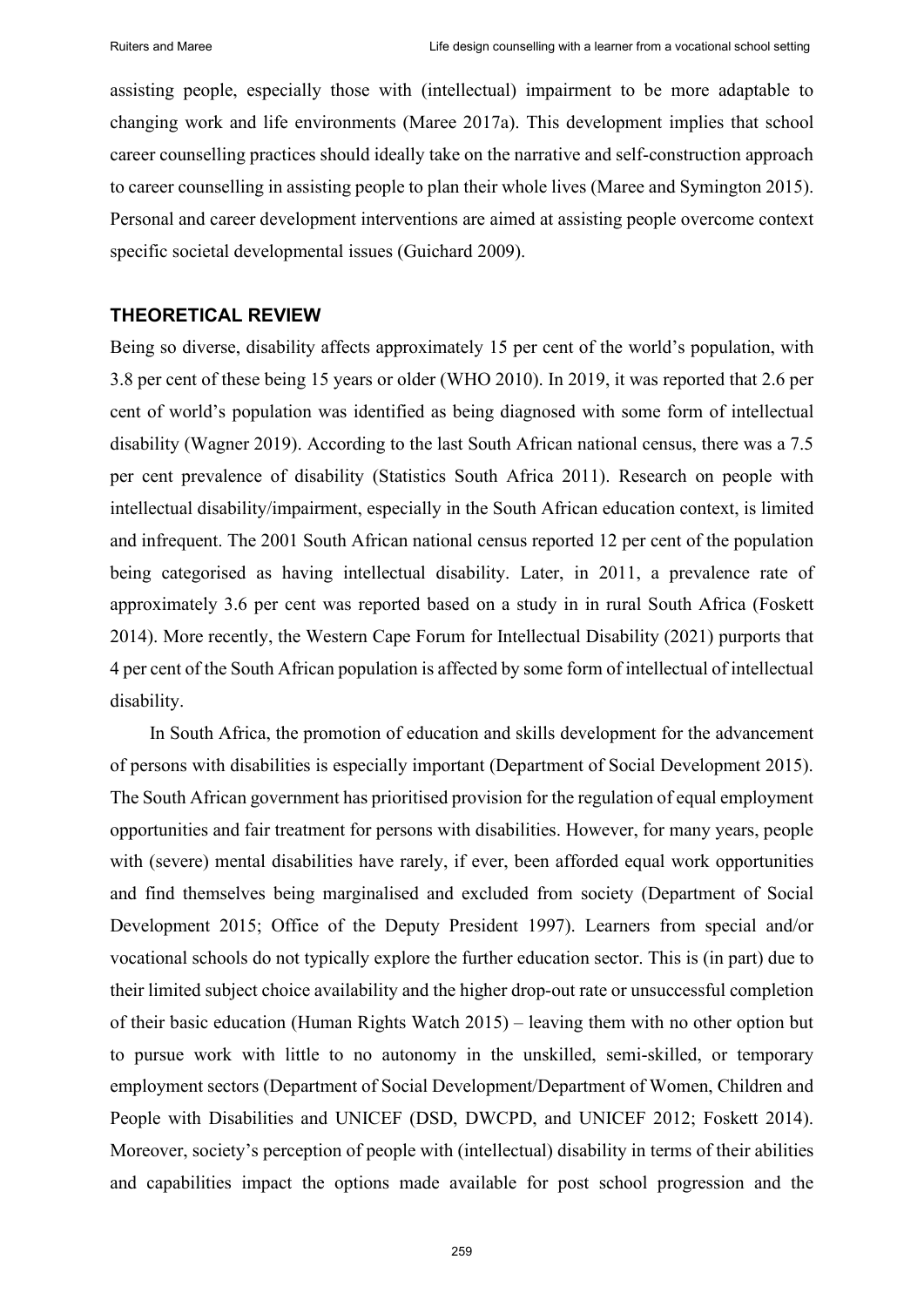assisting people, especially those with (intellectual) impairment to be more adaptable to changing work and life environments (Maree 2017a). This development implies that school career counselling practices should ideally take on the narrative and self-construction approach to career counselling in assisting people to plan their whole lives (Maree and Symington 2015). Personal and career development interventions are aimed at assisting people overcome context specific societal developmental issues (Guichard 2009).

## THEORETICAL REVIEW

Being so diverse, disability affects approximately 15 per cent of the world's population, with 3.8 per cent of these being 15 years or older (WHO 2010). In 2019, it was reported that 2.6 per cent of world's population was identified as being diagnosed with some form of intellectual disability (Wagner 2019). According to the last South African national census, there was a 7.5 per cent prevalence of disability (Statistics South Africa 2011). Research on people with intellectual disability/impairment, especially in the South African education context, is limited and infrequent. The 2001 South African national census reported 12 per cent of the population being categorised as having intellectual disability. Later, in 2011, a prevalence rate of approximately 3.6 per cent was reported based on a study in in rural South Africa (Foskett 2014). More recently, the Western Cape Forum for Intellectual Disability (2021) purports that 4 per cent of the South African population is affected by some form of intellectual of intellectual disability.

In South Africa, the promotion of education and skills development for the advancement of persons with disabilities is especially important (Department of Social Development 2015). The South African government has prioritised provision for the regulation of equal employment opportunities and fair treatment for persons with disabilities. However, for many years, people with (severe) mental disabilities have rarely, if ever, been afforded equal work opportunities and find themselves being marginalised and excluded from society (Department of Social Development 2015; Office of the Deputy President 1997). Learners from special and/or vocational schools do not typically explore the further education sector. This is (in part) due to their limited subject choice availability and the higher drop-out rate or unsuccessful completion of their basic education (Human Rights Watch 2015) – leaving them with no other option but to pursue work with little to no autonomy in the unskilled, semi-skilled, or temporary employment sectors (Department of Social Development/Department of Women, Children and People with Disabilities and UNICEF (DSD, DWCPD, and UNICEF 2012; Foskett 2014). Moreover, society's perception of people with (intellectual) disability in terms of their abilities and capabilities impact the options made available for post school progression and the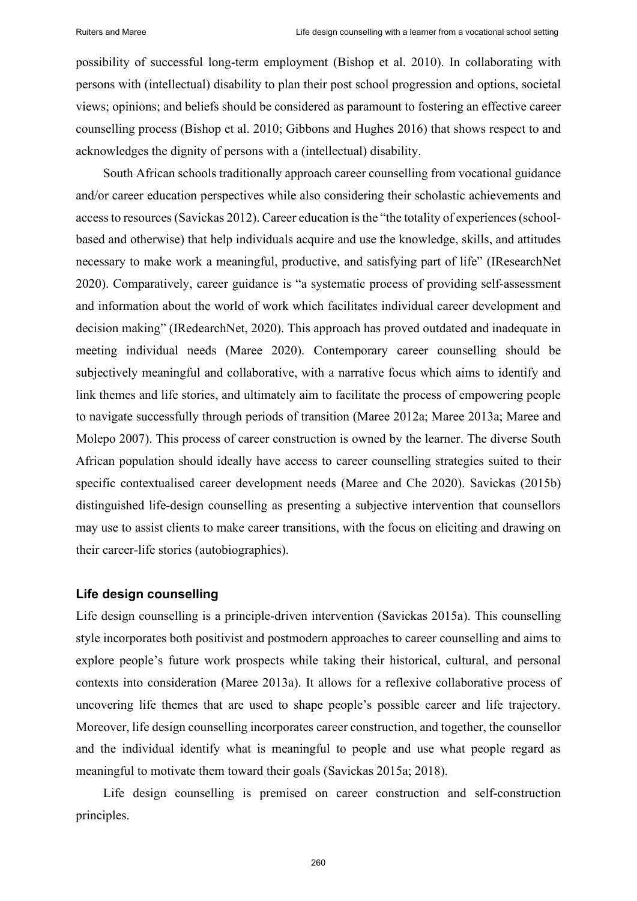possibility of successful long-term employment (Bishop et al. 2010). In collaborating with persons with (intellectual) disability to plan their post school progression and options, societal views; opinions; and beliefs should be considered as paramount to fostering an effective career counselling process (Bishop et al. 2010; Gibbons and Hughes 2016) that shows respect to and acknowledges the dignity of persons with a (intellectual) disability.

South African schools traditionally approach career counselling from vocational guidance and/or career education perspectives while also considering their scholastic achievements and access to resources (Savickas 2012). Career education is the "totality of experiences (school-based and otherwise) that help individuals acquire and use the knowledge, skills, and attitudes necessary to make work a meaningful, productive, and satisfying part of life" (IResearchNet 2020). Comparatively, career guidance is "a systematic process of providing self-assessment and information about the world of work which facilitates individual career development and decision making" (IRedearchNet, 2020). This approach has proved outdated and inadequate in meeting individual needs (Maree 2020). Contemporary career counselling should be subjectively meaningful and collaborative, with a narrative focus which aims to identify and link themes and life stories, and ultimately aim to facilitate the process of empowering people to navigate successfully through periods of transition (Maree 2012a; Maree 2013a; Maree and Molepo 2007). This process of career construction is owned by the learner. The diverse South African population should ideally have access to career counselling strategies suited to their specific contextualised career development needs (Maree and Che 2020). Savickas (2015b) distinguished life-design counselling as presenting a subjective intervention that counsellors may use to assist clients to make career transitions, with the focus on eliciting and drawing on their career-life stories (autobiographies).

### Life design counselling

Life design counselling is a principle-driven intervention (Savickas 2015a). This counselling style incorporates both positivist and postmodern approaches to career counselling and aims to explore people's future work prospects while taking their historical, cultural, and personal contexts into consideration (Maree 2013a). It allows for a reflexive collaborative process of uncovering life themes that are used to shape people's possible career and life trajectory. Moreover, life design counselling incorporates career construction, and together, the counsellor and the individual identify what is meaningful to people and use what people regard as meaningful to motivate them toward their goals (Savickas 2015a; 2018).

Life design counselling is premised on career construction and self-construction principles.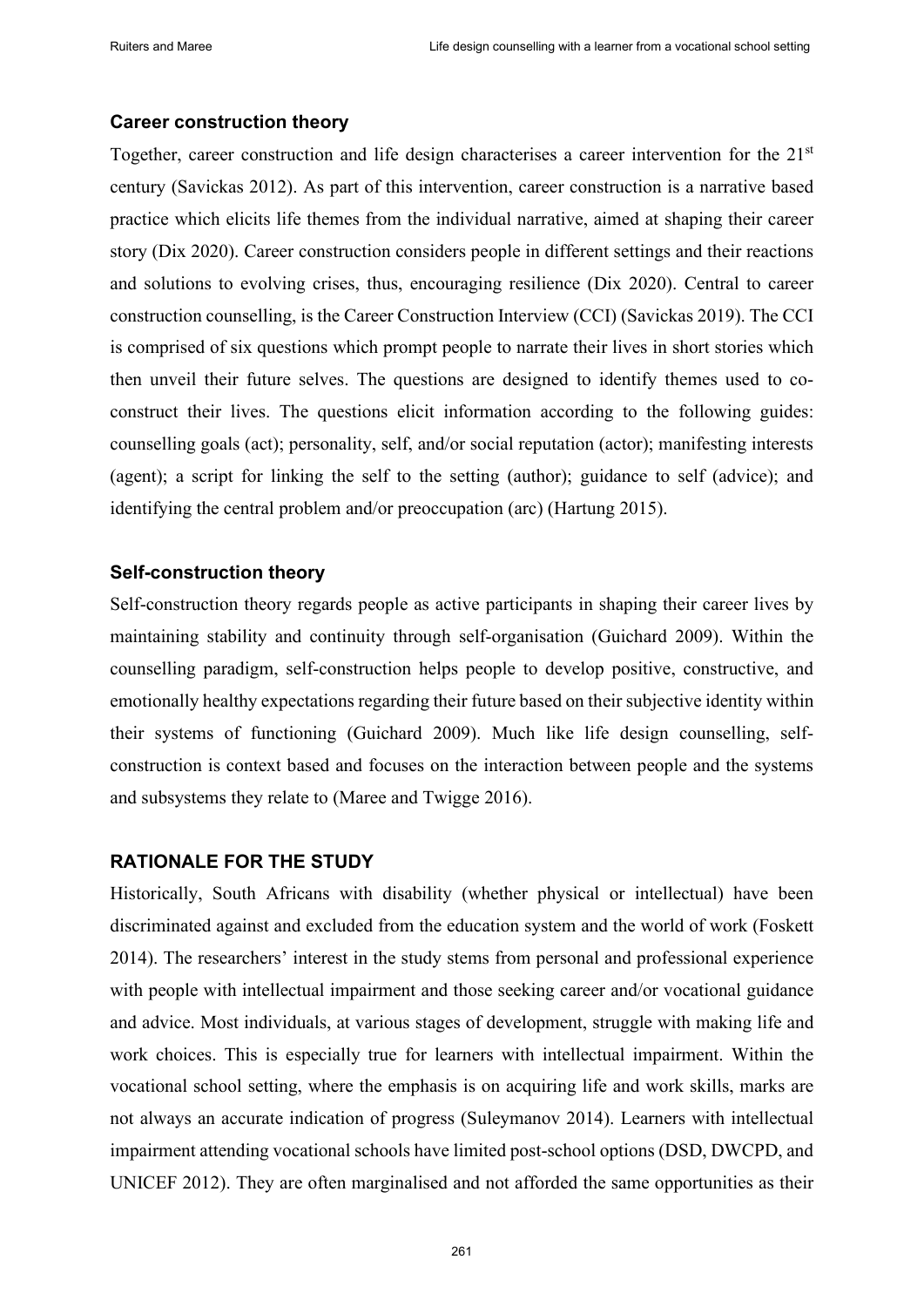### Career construction theory

Together, career construction and life design characterises a career intervention for the 21st century (Savickas 2012). As part of this intervention, career construction is a narrative based practice which elicits life themes from the individual narrative, aimed at shaping their career story (Dix 2020). Career construction considers people in different settings and their reactions and solutions to evolving crises, thus, encouraging resilience (Dix 2020). Central to career construction counselling, is the Career Construction Interview (CCI) (Savickas 2019). The CCI is comprised of six questions which prompt people to narrate their lives in short stories which then unveil their future selves. The questions are designed to identify themes used to co-construct their lives. The questions elicit information according to the following guides: counselling goals (act); personality, self, and/or social reputation (actor); manifesting interests (agent); a script for linking the self to the setting (author); guidance to self (advice); and identifying the central problem and/or preoccupation (arc) (Hartung 2015).

### Self-construction theory

Self-construction theory regards people as active participants in shaping their career lives by maintaining stability and continuity through self-organisation (Guichard 2009). Within the counselling paradigm, self-construction helps people to develop positive, constructive, and emotionally healthy expectations regarding their future based on their subjective identity within their systems of functioning (Guichard 2009). Much like life design counselling, self-construction is context based and focuses on the interaction between people and the systems and subsystems they relate to (Maree and Twigge 2016).

## RATIONALE FOR THE STUDY

Historically, South Africans with disability (whether physical or intellectual) have been discriminated against and excluded from the education system and the world of work (Foskett 2014). The researchers' interest in the study stems from personal and professional experience with people with intellectual impairment and those seeking career and/or vocational guidance and advice. Most individuals, at various stages of development, struggle with making life and work choices. This is especially true for learners with intellectual impairment. Within the vocational school setting, where the emphasis is on acquiring life and work skills, marks are not always an accurate indication of progress (Suleymanov 2014). Learners with intellectual impairment attending vocational schools have limited post-school options (DSD, DWCPD, and UNICEF 2012). They are often marginalised and not afforded the same opportunities as their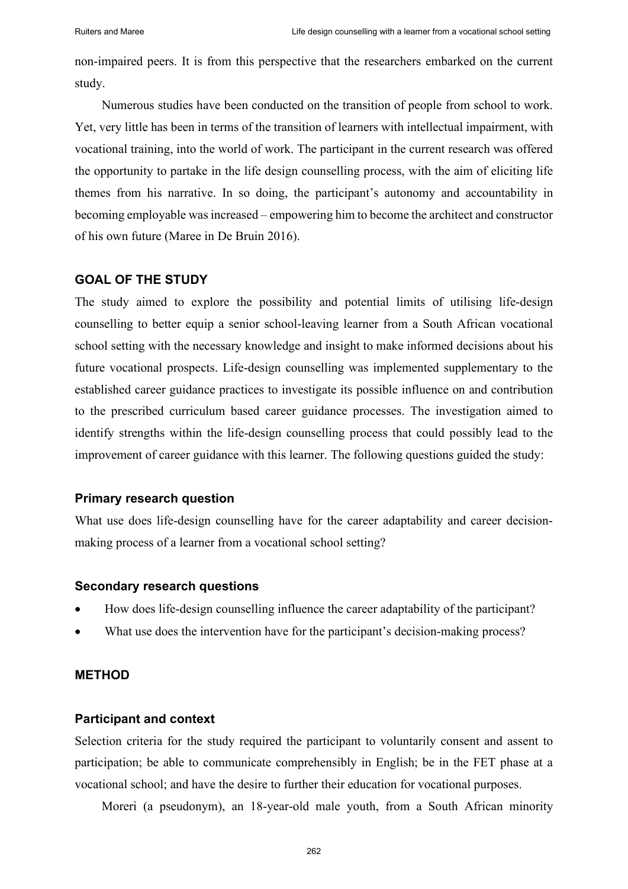non-impaired peers. It is from this perspective that the researchers embarked on the current study.

Numerous studies have been conducted on the transition of people from school to work. Yet, very little has been in terms of the transition of learners with intellectual impairment, with vocational training, into the world of work. The participant in the current research was offered the opportunity to partake in the life design counselling process, with the aim of eliciting life themes from his narrative. In so doing, the participant's autonomy and accountability in becoming employable was increased – empowering him to become the architect and constructor of his own future (Maree in De Bruin 2016).

## GOAL OF THE STUDY

The study aimed to explore the possibility and potential limits of utilising life-design counselling to better equip a senior school-leaving learner from a South African vocational school setting with the necessary knowledge and insight to make informed decisions about his future vocational prospects. Life-design counselling was implemented supplementary to the established career guidance practices to investigate its possible influence on and contribution to the prescribed curriculum based career guidance processes. The investigation aimed to identify strengths within the life-design counselling process that could possibly lead to the improvement of career guidance with this learner. The following questions guided the study:

### Primary research question

What use does life-design counselling have for the career adaptability and career decision-making process of a learner from a vocational school setting?

### Secondary research questions

- How does life-design counselling influence the career adaptability of the participant?
- What use does the intervention have for the participant's decision-making process?

## METHOD

### Participant and context

Selection criteria for the study required the participant to voluntarily consent and assent to participation; be able to communicate comprehensibly in English; be in the FET phase at a vocational school; and have the desire to further their education for vocational purposes.

Moreri (a pseudonym), an 18-year-old male youth, from a South African minority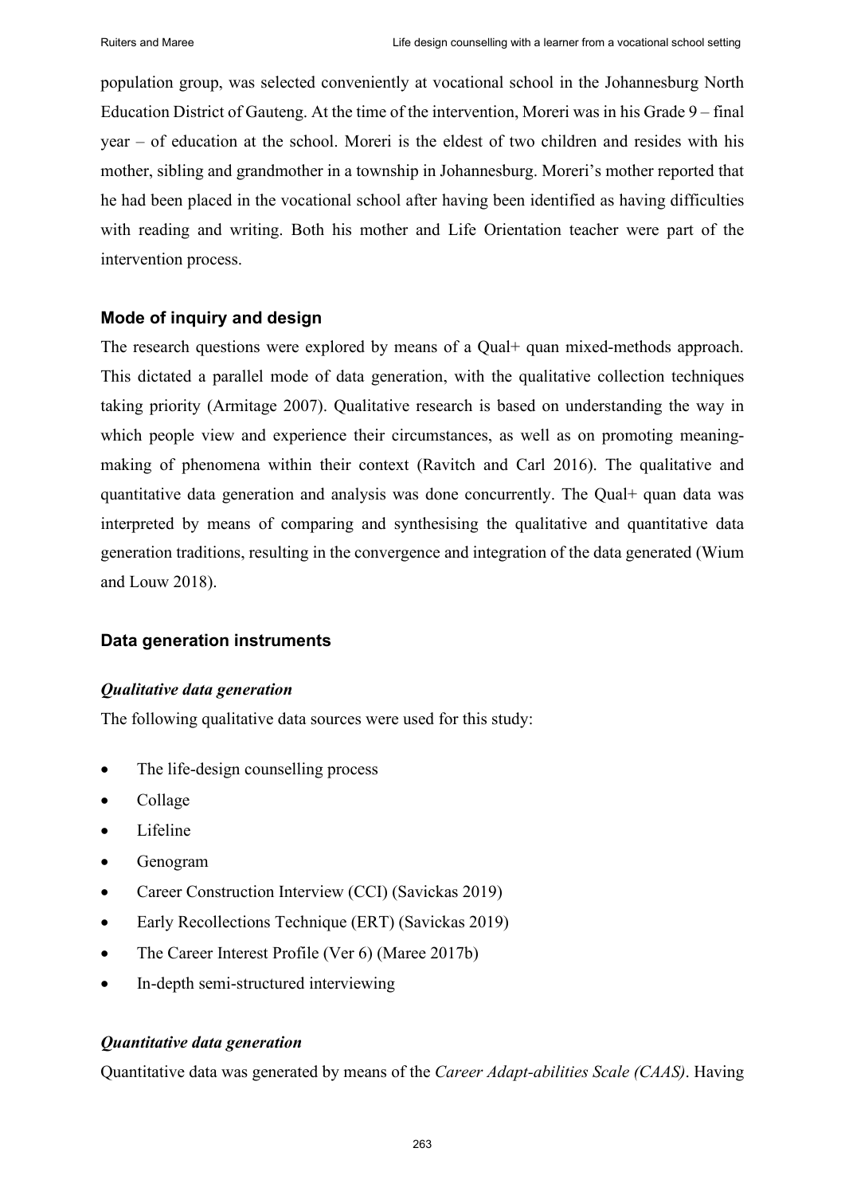population group, was selected conveniently at vocational school in the Johannesburg North Education District of Gauteng. At the time of the intervention, Moreri was in his Grade 9 – final year – of education at the school. Moreri is the eldest of two children and resides with his mother, sibling and grandmother in a township in Johannesburg. Moreri's mother reported that he had been placed in the vocational school after having been identified as having difficulties with reading and writing. Both his mother and Life Orientation teacher were part of the intervention process.

### Mode of inquiry and design

The research questions were explored by means of a Qual+ quan mixed-methods approach. This dictated a parallel mode of data generation, with the qualitative collection techniques taking priority (Armitage 2007). Qualitative research is based on understanding the way in which people view and experience their circumstances, as well as on promoting meaning-making of phenomena within their context (Ravitch and Carl 2016). The qualitative and quantitative data generation and analysis was done concurrently. The Qual+ quan data was interpreted by means of comparing and synthesising the qualitative and quantitative data generation traditions, resulting in the convergence and integration of the data generated (Wium and Louw 2018).

### Data generation instruments

#### *Qualitative data generation*

The following qualitative data sources were used for this study:

- The life-design counselling process
- Collage
- Lifeline
- Genogram
- Career Construction Interview (CCI) (Savickas 2019)
- Early Recollections Technique (ERT) (Savickas 2019)
- The Career Interest Profile (Ver 6) (Maree 2017b)
- In-depth semi-structured interviewing

#### *Quantitative data generation*

Quantitative data was generated by means of the *Career Adapt-abilities Scale (CAAS)*. Having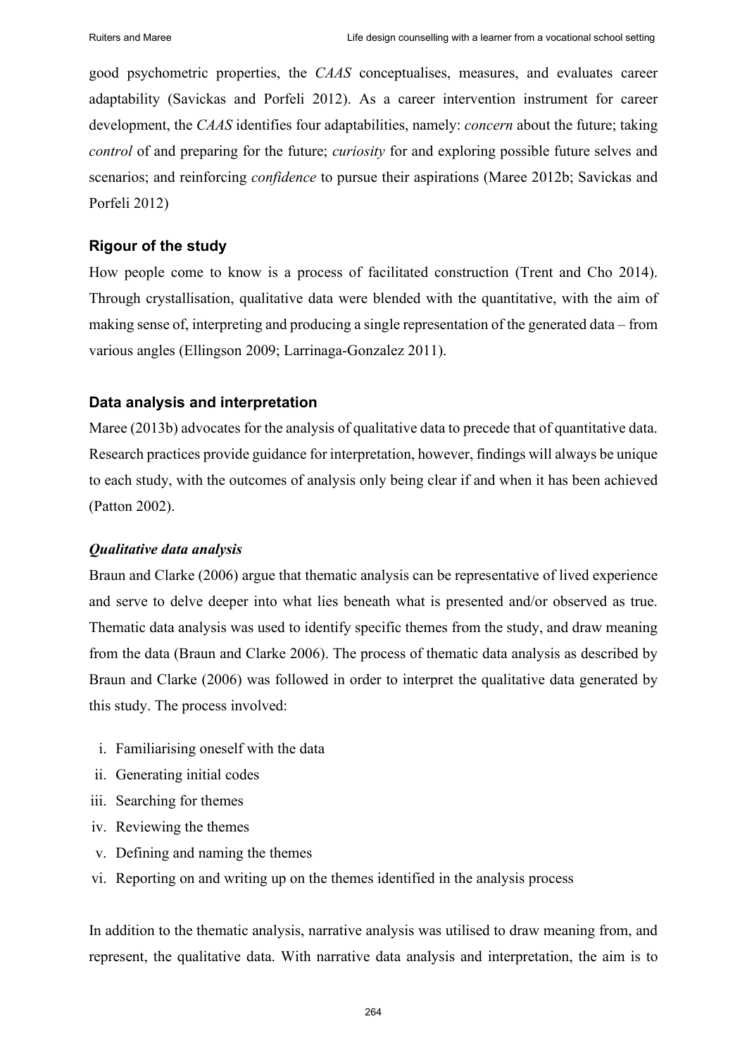good psychometric properties, the *CAAS* conceptualises, measures, and evaluates career adaptability (Savickas and Porfeli 2012). As a career intervention instrument for career development, the *CAAS* identifies four adaptabilities, namely: *concern* about the future; taking *control* of and preparing for the future; *curiosity* for and exploring possible future selves and scenarios; and reinforcing *confidence* to pursue their aspirations (Maree 2012b; Savickas and Porfeli 2012)

### Rigour of the study

How people come to know is a process of facilitated construction (Trent and Cho 2014). Through crystallisation, qualitative data were blended with the quantitative, with the aim of making sense of, interpreting and producing a single representation of the generated data – from various angles (Ellingson 2009; Larrinaga-Gonzalez 2011).

### Data analysis and interpretation

Maree (2013b) advocates for the analysis of qualitative data to precede that of quantitative data. Research practices provide guidance for interpretation, however, findings will always be unique to each study, with the outcomes of analysis only being clear if and when it has been achieved (Patton 2002).

#### *Qualitative data analysis*

Braun and Clarke (2006) argue that thematic analysis can be representative of lived experience and serve to delve deeper into what lies beneath what is presented and/or observed as true. Thematic data analysis was used to identify specific themes from the study, and draw meaning from the data (Braun and Clarke 2006). The process of thematic data analysis as described by Braun and Clarke (2006) was followed in order to interpret the qualitative data generated by this study. The process involved:

i. Familiarising oneself with the data
ii. Generating initial codes
iii. Searching for themes
iv. Reviewing the themes
v. Defining and naming the themes
vi. Reporting on and writing up on the themes identified in the analysis process

In addition to the thematic analysis, narrative analysis was utilised to draw meaning from, and represent, the qualitative data. With narrative data analysis and interpretation, the aim is to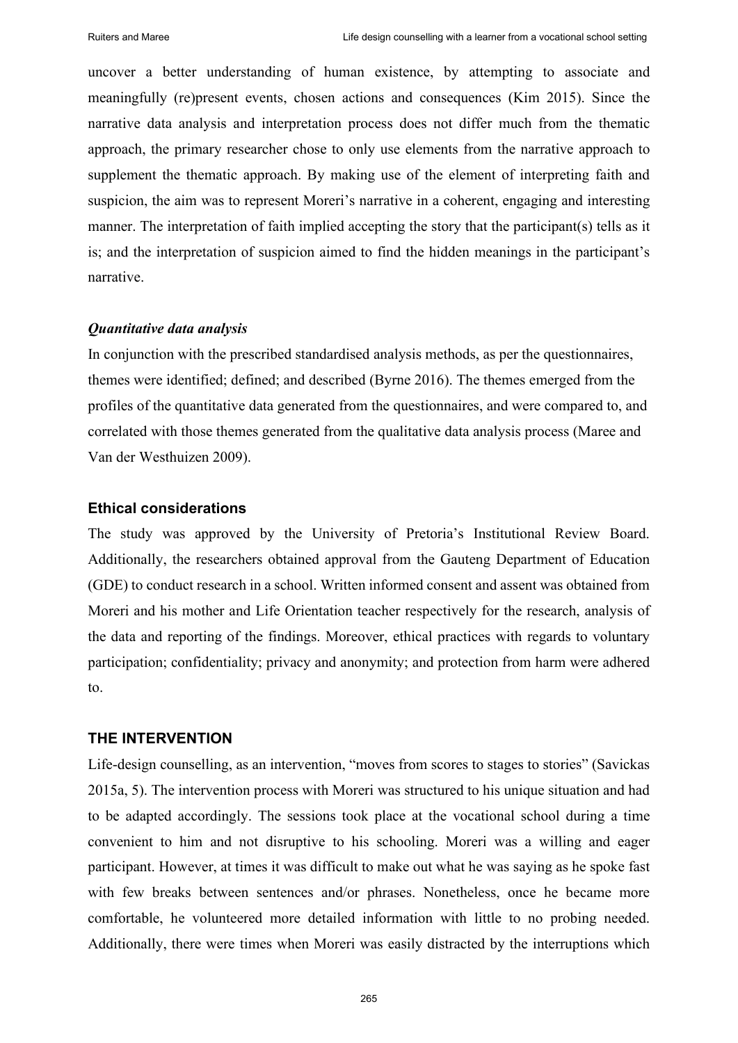uncover a better understanding of human existence, by attempting to associate and meaningfully (re)present events, chosen actions and consequences (Kim 2015). Since the narrative data analysis and interpretation process does not differ much from the thematic approach, the primary researcher chose to only use elements from the narrative approach to supplement the thematic approach. By making use of the element of interpreting faith and suspicion, the aim was to represent Moreri's narrative in a coherent, engaging and interesting manner. The interpretation of faith implied accepting the story that the participant(s) tells as it is; and the interpretation of suspicion aimed to find the hidden meanings in the participant's narrative.

### *Quantitative data analysis*

In conjunction with the prescribed standardised analysis methods, as per the questionnaires, themes were identified; defined; and described (Byrne 2016). The themes emerged from the profiles of the quantitative data generated from the questionnaires, and were compared to, and correlated with those themes generated from the qualitative data analysis process (Maree and Van der Westhuizen 2009).

## Ethical considerations

The study was approved by the University of Pretoria's Institutional Review Board. Additionally, the researchers obtained approval from the Gauteng Department of Education (GDE) to conduct research in a school. Written informed consent and assent was obtained from Moreri and his mother and Life Orientation teacher respectively for the research, analysis of the data and reporting of the findings. Moreover, ethical practices with regards to voluntary participation; confidentiality; privacy and anonymity; and protection from harm were adhered to.

## THE INTERVENTION

Life-design counselling, as an intervention, "moves from scores to stages to stories" (Savickas 2015a, 5). The intervention process with Moreri was structured to his unique situation and had to be adapted accordingly. The sessions took place at the vocational school during a time convenient to him and not disruptive to his schooling. Moreri was a willing and eager participant. However, at times it was difficult to make out what he was saying as he spoke fast with few breaks between sentences and/or phrases. Nonetheless, once he became more comfortable, he volunteered more detailed information with little to no probing needed. Additionally, there were times when Moreri was easily distracted by the interruptions which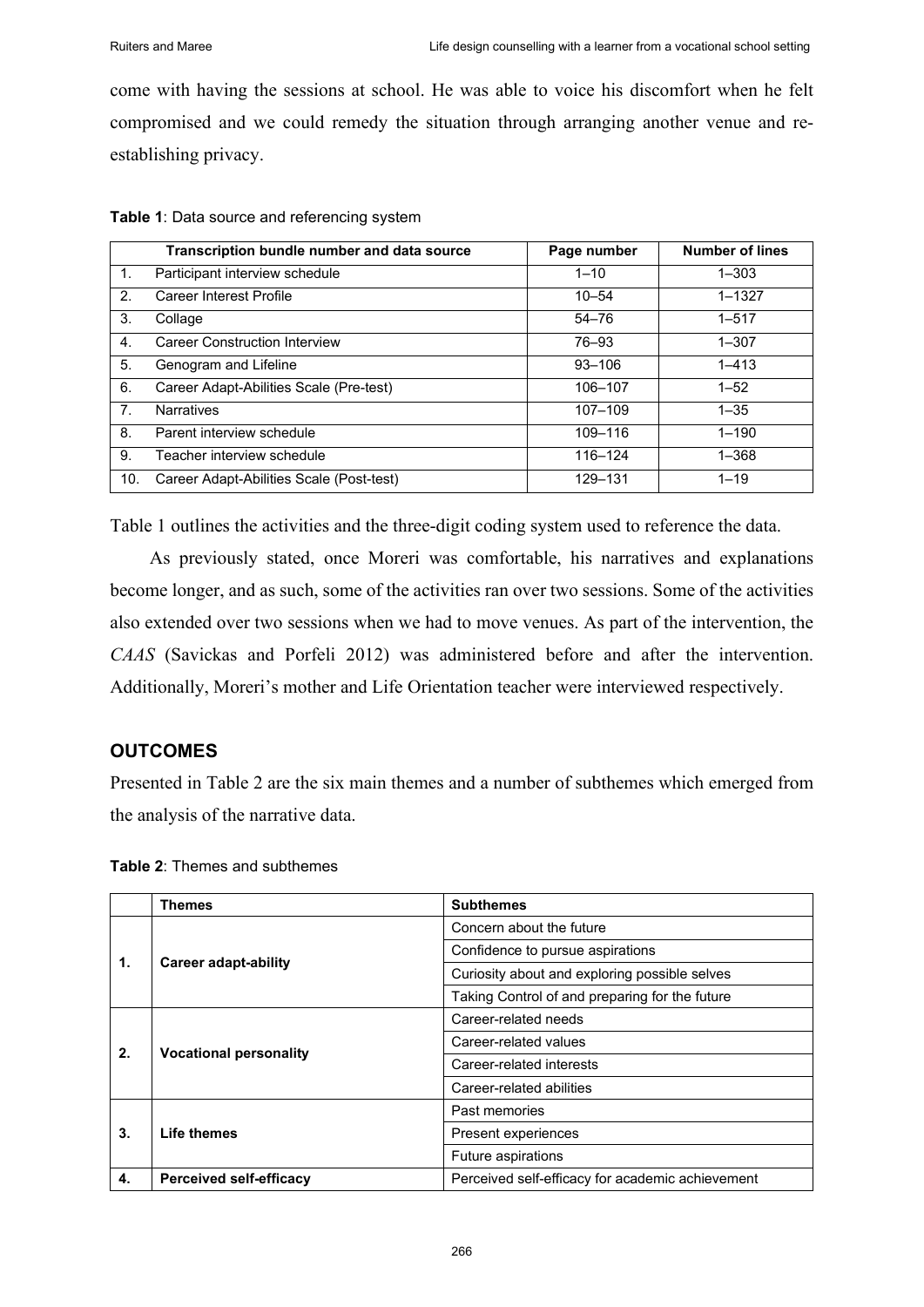come with having the sessions at school. He was able to voice his discomfort when he felt compromised and we could remedy the situation through arranging another venue and re-establishing privacy.

**Table 1**: Data source and referencing system

| Transcription bundle number and data source | Page number | Number of lines |
|---|---|---|
| 1. Participant interview schedule | 1–10 | 1–303 |
| 2. Career Interest Profile | 10–54 | 1–1327 |
| 3. Collage | 54–76 | 1–517 |
| 4. Career Construction Interview | 76–93 | 1–307 |
| 5. Genogram and Lifeline | 93–106 | 1–413 |
| 6. Career Adapt-Abilities Scale (Pre-test) | 106–107 | 1–52 |
| 7. Narratives | 107–109 | 1–35 |
| 8. Parent interview schedule | 109–116 | 1–190 |
| 9. Teacher interview schedule | 116–124 | 1–368 |
| 10. Career Adapt-Abilities Scale (Post-test) | 129–131 | 1–19 |

Table 1 outlines the activities and the three-digit coding system used to reference the data.

As previously stated, once Moreri was comfortable, his narratives and explanations become longer, and as such, some of the activities ran over two sessions. Some of the activities also extended over two sessions when we had to move venues. As part of the intervention, the *CAAS* (Savickas and Porfeli 2012) was administered before and after the intervention. Additionally, Moreri's mother and Life Orientation teacher were interviewed respectively.

## OUTCOMES

Presented in Table 2 are the six main themes and a number of subthemes which emerged from the analysis of the narrative data.

**Table 2**: Themes and subthemes

| | Themes | Subthemes |
|---|---|---|
| **1.** | **Career adapt-ability** | Concern about the future |
| | | Confidence to pursue aspirations |
| | | Curiosity about and exploring possible selves |
| | | Taking Control of and preparing for the future |
| **2.** | **Vocational personality** | Career-related needs |
| | | Career-related values |
| | | Career-related interests |
| | | Career-related abilities |
| **3.** | **Life themes** | Past memories |
| | | Present experiences |
| | | Future aspirations |
| **4.** | **Perceived self-efficacy** | Perceived self-efficacy for academic achievement |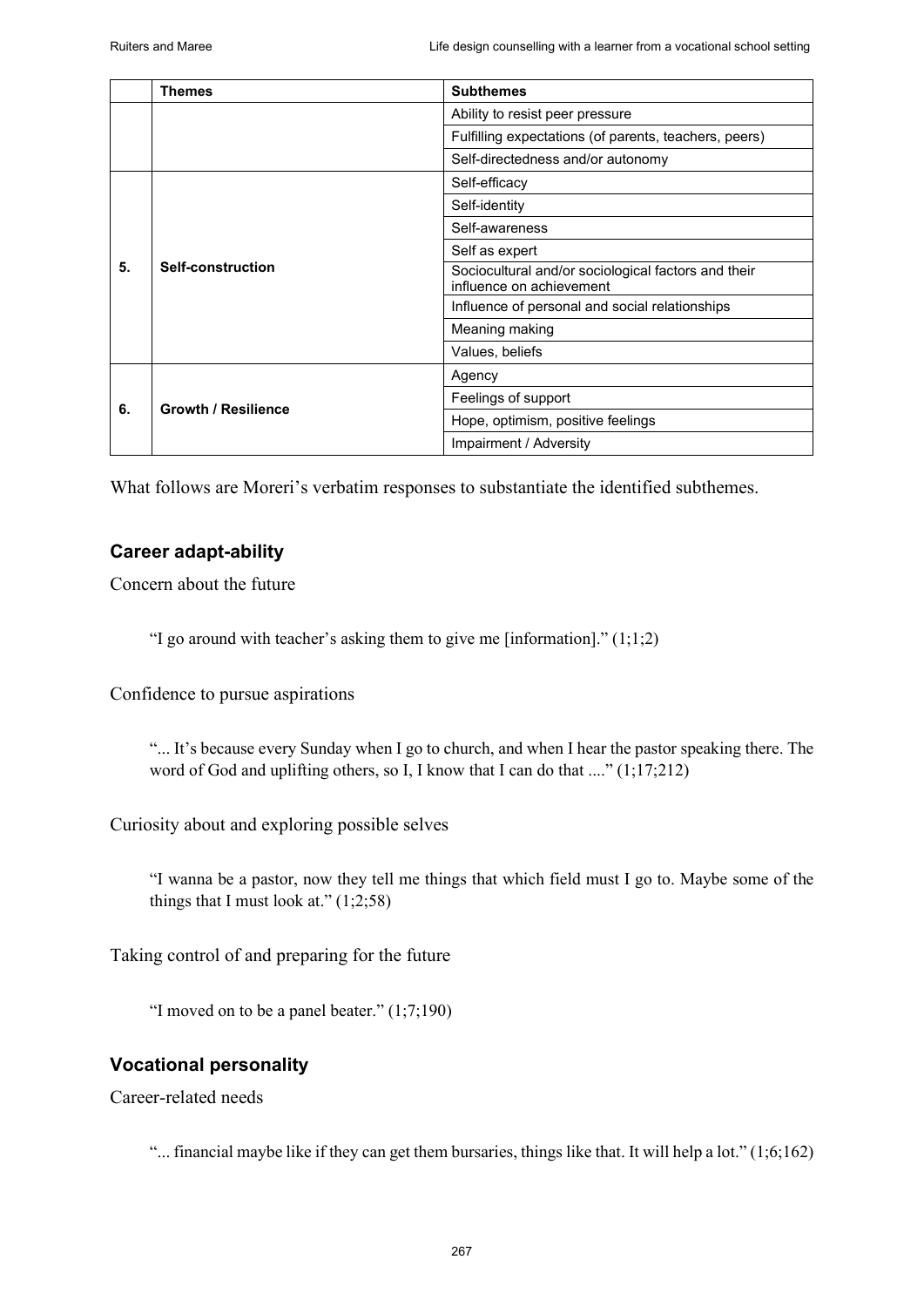|  | Themes | Subthemes |
|---|---|---|
|  |  | Ability to resist peer pressure |
|  |  | Fulfilling expectations (of parents, teachers, peers) |
|  |  | Self-directedness and/or autonomy |
| 5. | Self-construction | Self-efficacy |
|  |  | Self-identity |
|  |  | Self-awareness |
|  |  | Self as expert |
|  |  | Sociocultural and/or sociological factors and their influence on achievement |
|  |  | Influence of personal and social relationships |
|  |  | Meaning making |
|  |  | Values, beliefs |
| 6. | Growth / Resilience | Agency |
|  |  | Feelings of support |
|  |  | Hope, optimism, positive feelings |
|  |  | Impairment / Adversity |

What follows are Moreri's verbatim responses to substantiate the identified subthemes.

## Career adapt-ability

Concern about the future

> "I go around with teacher's asking them to give me [information]." (1;1;2)

Confidence to pursue aspirations

> "... It's because every Sunday when I go to church, and when I hear the pastor speaking there. The word of God and uplifting others, so I, I know that I can do that ...." (1;17;212)

Curiosity about and exploring possible selves

> "I wanna be a pastor, now they tell me things that which field must I go to. Maybe some of the things that I must look at." (1;2;58)

Taking control of and preparing for the future

> "I moved on to be a panel beater." (1;7;190)

## Vocational personality

Career-related needs

> "... financial maybe like if they can get them bursaries, things like that. It will help a lot." (1;6;162)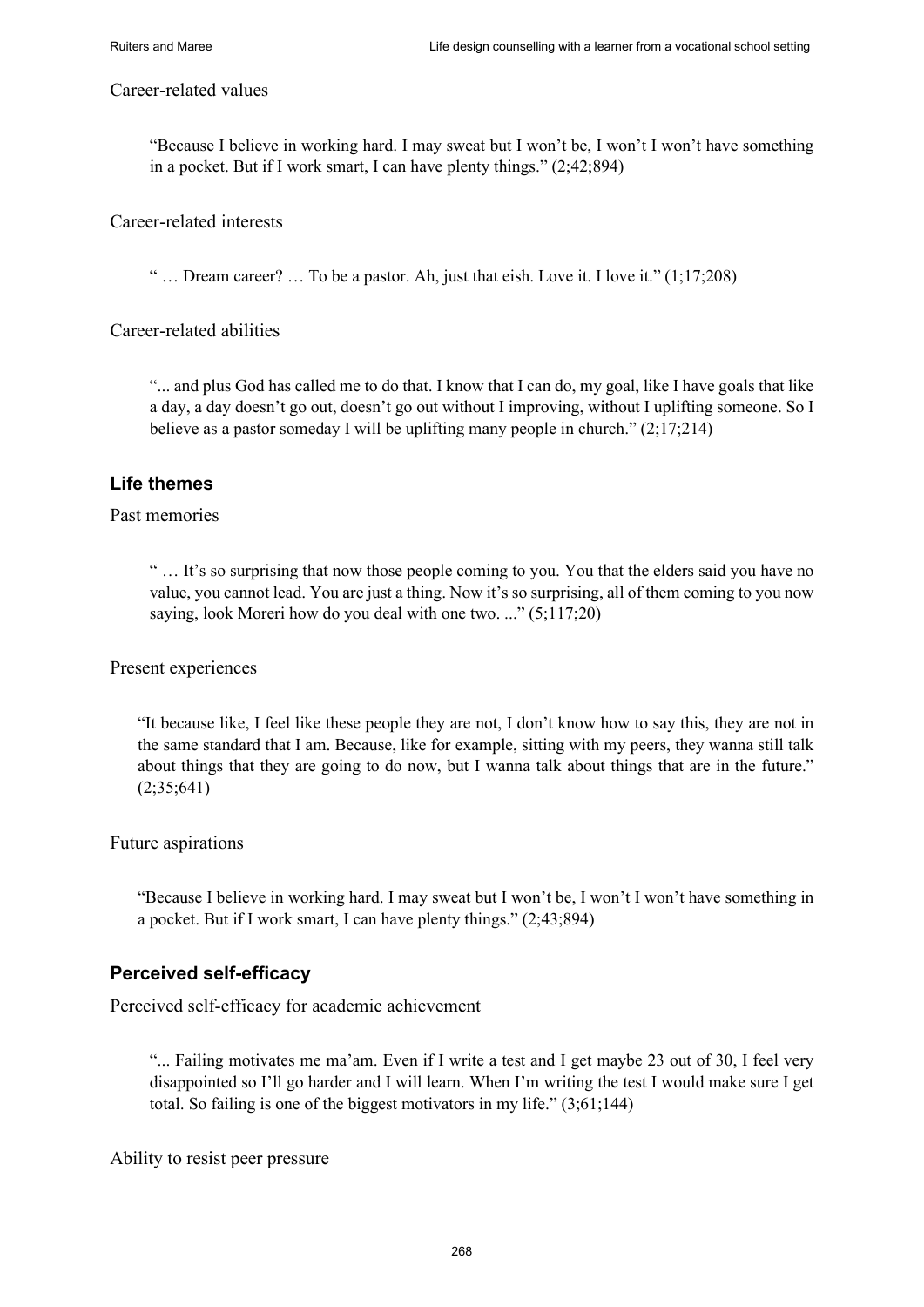Career-related values

> "Because I believe in working hard. I may sweat but I won't be, I won't I won't have something in a pocket. But if I work smart, I can have plenty things." (2;42;894)

Career-related interests

> " … Dream career? … To be a pastor. Ah, just that eish. Love it. I love it." (1;17;208)

Career-related abilities

> "... and plus God has called me to do that. I know that I can do, my goal, like I have goals that like a day, a day doesn't go out, doesn't go out without I improving, without I uplifting someone. So I believe as a pastor someday I will be uplifting many people in church." (2;17;214)

### Life themes

Past memories

> " … It's so surprising that now those people coming to you. You that the elders said you have no value, you cannot lead. You are just a thing. Now it's so surprising, all of them coming to you now saying, look Moreri how do you deal with one two. ..." (5;117;20)

Present experiences

> "It because like, I feel like these people they are not, I don't know how to say this, they are not in the same standard that I am. Because, like for example, sitting with my peers, they wanna still talk about things that they are going to do now, but I wanna talk about things that are in the future." (2;35;641)

Future aspirations

> "Because I believe in working hard. I may sweat but I won't be, I won't I won't have something in a pocket. But if I work smart, I can have plenty things." (2;43;894)

### Perceived self-efficacy

Perceived self-efficacy for academic achievement

> "... Failing motivates me ma'am. Even if I write a test and I get maybe 23 out of 30, I feel very disappointed so I'll go harder and I will learn. When I'm writing the test I would make sure I get total. So failing is one of the biggest motivators in my life." (3;61;144)

Ability to resist peer pressure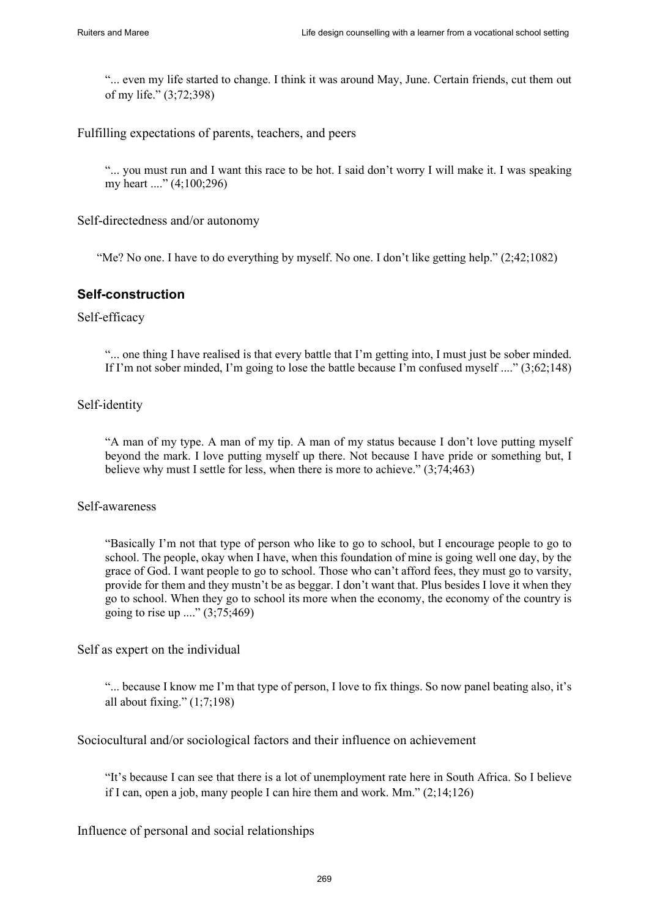> "... even my life started to change. I think it was around May, June. Certain friends, cut them out of my life." (3;72;398)

Fulfilling expectations of parents, teachers, and peers

> "... you must run and I want this race to be hot. I said don't worry I will make it. I was speaking my heart ...." (4;100;296)

Self-directedness and/or autonomy

> "Me? No one. I have to do everything by myself. No one. I don't like getting help." (2;42;1082)

### Self-construction

Self-efficacy

> "... one thing I have realised is that every battle that I'm getting into, I must just be sober minded. If I'm not sober minded, I'm going to lose the battle because I'm confused myself ...." (3;62;148)

Self-identity

> "A man of my type. A man of my tip. A man of my status because I don't love putting myself beyond the mark. I love putting myself up there. Not because I have pride or something but, I believe why must I settle for less, when there is more to achieve." (3;74;463)

Self-awareness

> "Basically I'm not that type of person who like to go to school, but I encourage people to go to school. The people, okay when I have, when this foundation of mine is going well one day, by the grace of God. I want people to go to school. Those who can't afford fees, they must go to varsity, provide for them and they mustn't be as beggar. I don't want that. Plus besides I love it when they go to school. When they go to school its more when the economy, the economy of the country is going to rise up ...." (3;75;469)

Self as expert on the individual

> "... because I know me I'm that type of person, I love to fix things. So now panel beating also, it's all about fixing." (1;7;198)

Sociocultural and/or sociological factors and their influence on achievement

> "It's because I can see that there is a lot of unemployment rate here in South Africa. So I believe if I can, open a job, many people I can hire them and work. Mm." (2;14;126)

Influence of personal and social relationships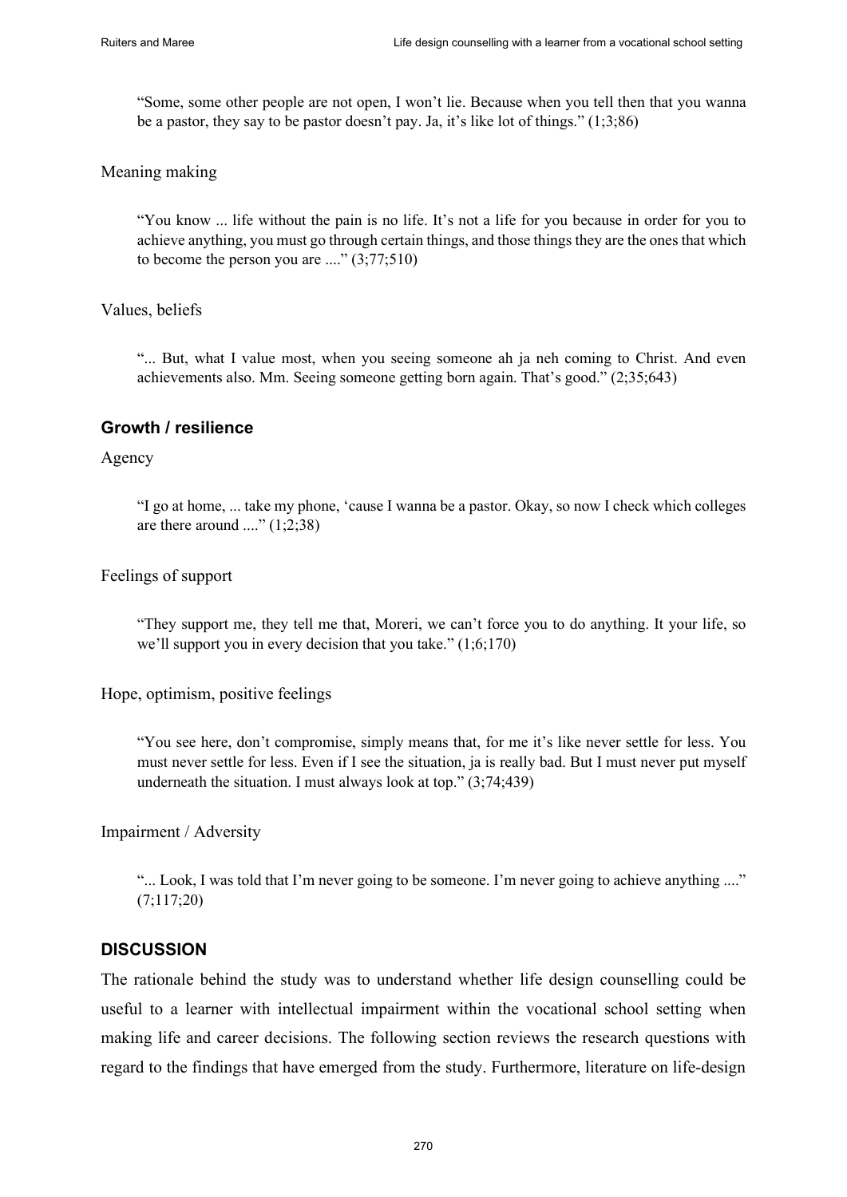> "Some, some other people are not open, I won't lie. Because when you tell then that you wanna be a pastor, they say to be pastor doesn't pay. Ja, it's like lot of things." (1;3;86)

Meaning making

> "You know ... life without the pain is no life. It's not a life for you because in order for you to achieve anything, you must go through certain things, and those things they are the ones that which to become the person you are ...." (3;77;510)

Values, beliefs

> "... But, what I value most, when you seeing someone ah ja neh coming to Christ. And even achievements also. Mm. Seeing someone getting born again. That's good." (2;35;643)

### Growth / resilience

Agency

> "I go at home, ... take my phone, 'cause I wanna be a pastor. Okay, so now I check which colleges are there around ...." (1;2;38)

Feelings of support

> "They support me, they tell me that, Moreri, we can't force you to do anything. It your life, so we'll support you in every decision that you take." (1;6;170)

Hope, optimism, positive feelings

> "You see here, don't compromise, simply means that, for me it's like never settle for less. You must never settle for less. Even if I see the situation, ja is really bad. But I must never put myself underneath the situation. I must always look at top." (3;74;439)

Impairment / Adversity

> "... Look, I was told that I'm never going to be someone. I'm never going to achieve anything ...." (7;117;20)

## DISCUSSION

The rationale behind the study was to understand whether life design counselling could be useful to a learner with intellectual impairment within the vocational school setting when making life and career decisions. The following section reviews the research questions with regard to the findings that have emerged from the study. Furthermore, literature on life-design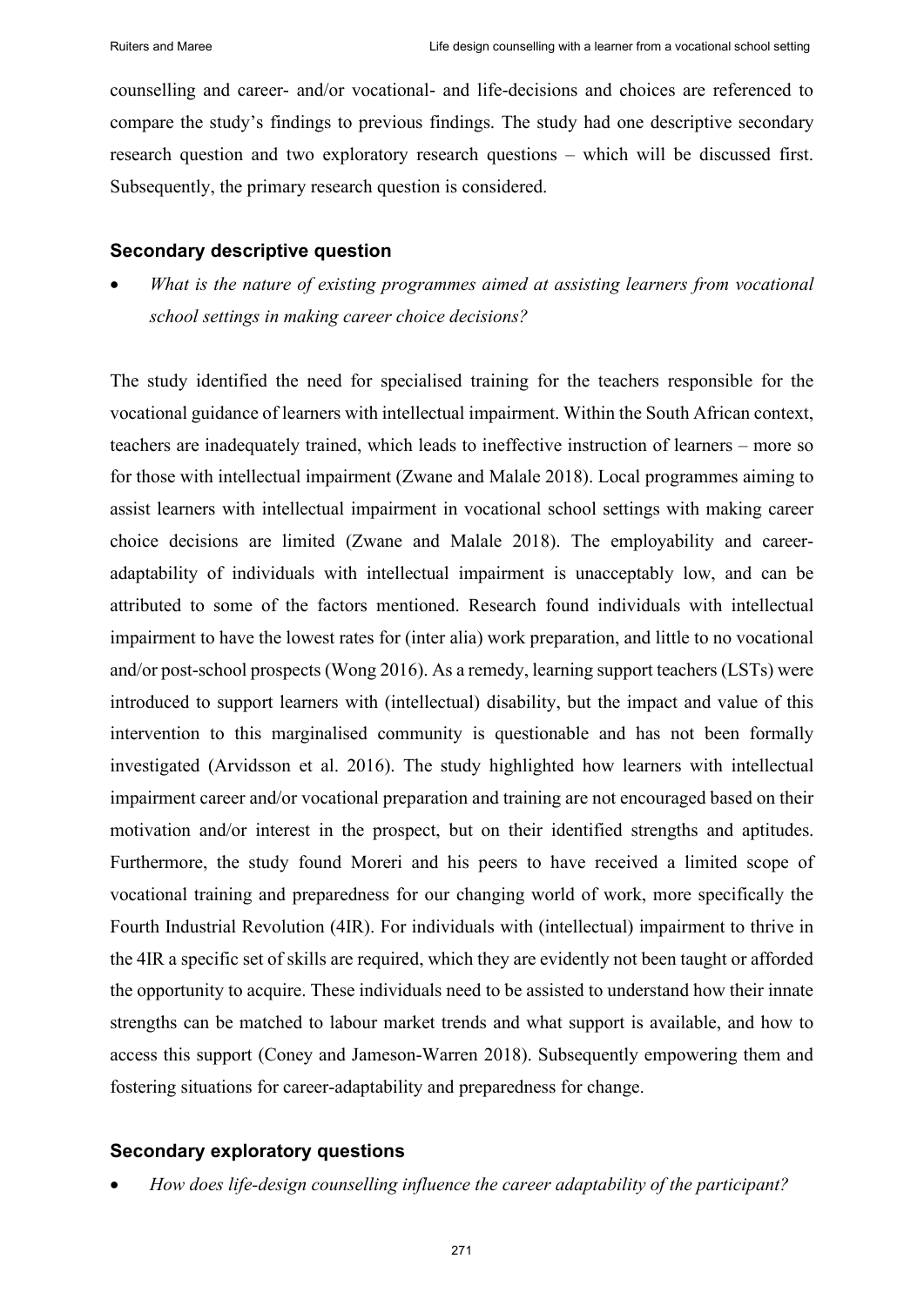counselling and career- and/or vocational- and life-decisions and choices are referenced to compare the study's findings to previous findings. The study had one descriptive secondary research question and two exploratory research questions – which will be discussed first. Subsequently, the primary research question is considered.

### Secondary descriptive question

- *What is the nature of existing programmes aimed at assisting learners from vocational school settings in making career choice decisions?*

The study identified the need for specialised training for the teachers responsible for the vocational guidance of learners with intellectual impairment. Within the South African context, teachers are inadequately trained, which leads to ineffective instruction of learners – more so for those with intellectual impairment (Zwane and Malale 2018). Local programmes aiming to assist learners with intellectual impairment in vocational school settings with making career choice decisions are limited (Zwane and Malale 2018). The employability and career-adaptability of individuals with intellectual impairment is unacceptably low, and can be attributed to some of the factors mentioned. Research found individuals with intellectual impairment to have the lowest rates for (inter alia) work preparation, and little to no vocational and/or post-school prospects (Wong 2016). As a remedy, learning support teachers (LSTs) were introduced to support learners with (intellectual) disability, but the impact and value of this intervention to this marginalised community is questionable and has not been formally investigated (Arvidsson et al. 2016). The study highlighted how learners with intellectual impairment career and/or vocational preparation and training are not encouraged based on their motivation and/or interest in the prospect, but on their identified strengths and aptitudes. Furthermore, the study found Moreri and his peers to have received a limited scope of vocational training and preparedness for our changing world of work, more specifically the Fourth Industrial Revolution (4IR). For individuals with (intellectual) impairment to thrive in the 4IR a specific set of skills are required, which they are evidently not been taught or afforded the opportunity to acquire. These individuals need to be assisted to understand how their innate strengths can be matched to labour market trends and what support is available, and how to access this support (Coney and Jameson-Warren 2018). Subsequently empowering them and fostering situations for career-adaptability and preparedness for change.

### Secondary exploratory questions

- *How does life-design counselling influence the career adaptability of the participant?*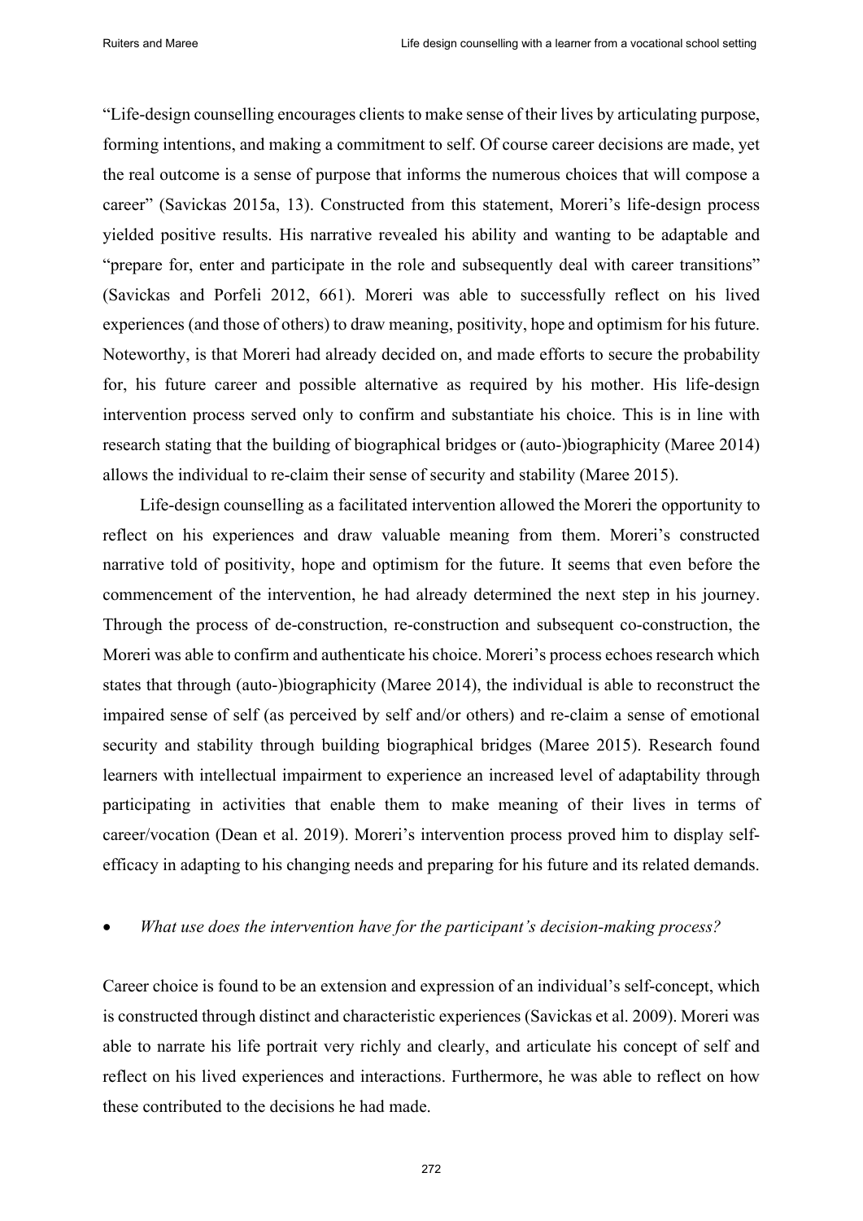"Life-design counselling encourages clients to make sense of their lives by articulating purpose, forming intentions, and making a commitment to self. Of course career decisions are made, yet the real outcome is a sense of purpose that informs the numerous choices that will compose a career" (Savickas 2015a, 13). Constructed from this statement, Moreri's life-design process yielded positive results. His narrative revealed his ability and wanting to be adaptable and "prepare for, enter and participate in the role and subsequently deal with career transitions" (Savickas and Porfeli 2012, 661). Moreri was able to successfully reflect on his lived experiences (and those of others) to draw meaning, positivity, hope and optimism for his future. Noteworthy, is that Moreri had already decided on, and made efforts to secure the probability for, his future career and possible alternative as required by his mother. His life-design intervention process served only to confirm and substantiate his choice. This is in line with research stating that the building of biographical bridges or (auto-)biographicity (Maree 2014) allows the individual to re-claim their sense of security and stability (Maree 2015).

Life-design counselling as a facilitated intervention allowed the Moreri the opportunity to reflect on his experiences and draw valuable meaning from them. Moreri's constructed narrative told of positivity, hope and optimism for the future. It seems that even before the commencement of the intervention, he had already determined the next step in his journey. Through the process of de-construction, re-construction and subsequent co-construction, the Moreri was able to confirm and authenticate his choice. Moreri's process echoes research which states that through (auto-)biographicity (Maree 2014), the individual is able to reconstruct the impaired sense of self (as perceived by self and/or others) and re-claim a sense of emotional security and stability through building biographical bridges (Maree 2015). Research found learners with intellectual impairment to experience an increased level of adaptability through participating in activities that enable them to make meaning of their lives in terms of career/vocation (Dean et al. 2019). Moreri's intervention process proved him to display self-efficacy in adapting to his changing needs and preparing for his future and its related demands.

- *What use does the intervention have for the participant's decision-making process?*

Career choice is found to be an extension and expression of an individual's self-concept, which is constructed through distinct and characteristic experiences (Savickas et al. 2009). Moreri was able to narrate his life portrait very richly and clearly, and articulate his concept of self and reflect on his lived experiences and interactions. Furthermore, he was able to reflect on how these contributed to the decisions he had made.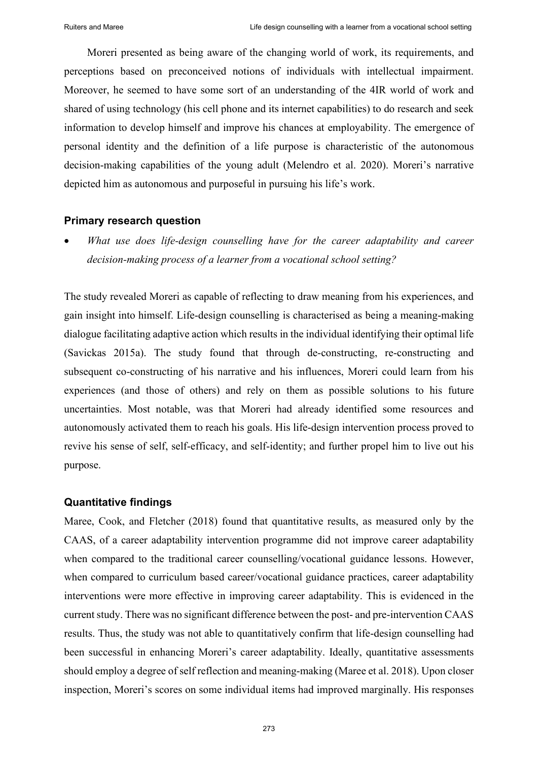Moreri presented as being aware of the changing world of work, its requirements, and perceptions based on preconceived notions of individuals with intellectual impairment. Moreover, he seemed to have some sort of an understanding of the 4IR world of work and shared of using technology (his cell phone and its internet capabilities) to do research and seek information to develop himself and improve his chances at employability. The emergence of personal identity and the definition of a life purpose is characteristic of the autonomous decision-making capabilities of the young adult (Melendro et al. 2020). Moreri's narrative depicted him as autonomous and purposeful in pursuing his life's work.

### Primary research question

- *What use does life-design counselling have for the career adaptability and career decision-making process of a learner from a vocational school setting?*

The study revealed Moreri as capable of reflecting to draw meaning from his experiences, and gain insight into himself. Life-design counselling is characterised as being a meaning-making dialogue facilitating adaptive action which results in the individual identifying their optimal life (Savickas 2015a). The study found that through de-constructing, re-constructing and subsequent co-constructing of his narrative and his influences, Moreri could learn from his experiences (and those of others) and rely on them as possible solutions to his future uncertainties. Most notable, was that Moreri had already identified some resources and autonomously activated them to reach his goals. His life-design intervention process proved to revive his sense of self, self-efficacy, and self-identity; and further propel him to live out his purpose.

### Quantitative findings

Maree, Cook, and Fletcher (2018) found that quantitative results, as measured only by the CAAS, of a career adaptability intervention programme did not improve career adaptability when compared to the traditional career counselling/vocational guidance lessons. However, when compared to curriculum based career/vocational guidance practices, career adaptability interventions were more effective in improving career adaptability. This is evidenced in the current study. There was no significant difference between the post- and pre-intervention CAAS results. Thus, the study was not able to quantitatively confirm that life-design counselling had been successful in enhancing Moreri's career adaptability. Ideally, quantitative assessments should employ a degree of self reflection and meaning-making (Maree et al. 2018). Upon closer inspection, Moreri's scores on some individual items had improved marginally. His responses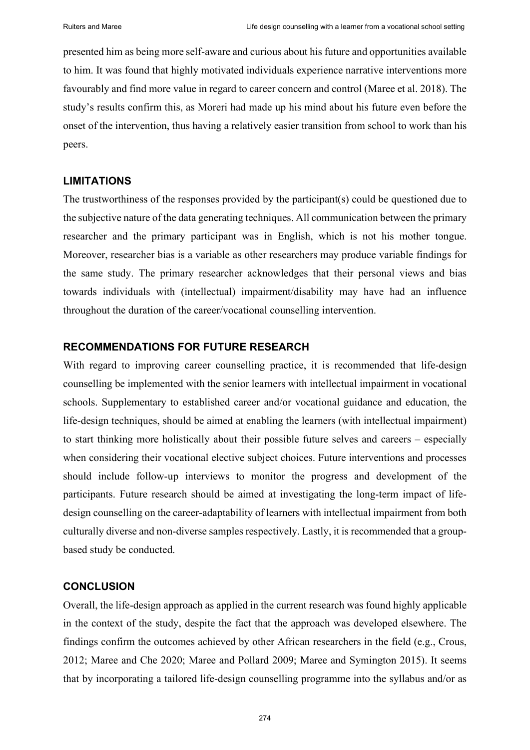presented him as being more self-aware and curious about his future and opportunities available to him. It was found that highly motivated individuals experience narrative interventions more favourably and find more value in regard to career concern and control (Maree et al. 2018). The study's results confirm this, as Moreri had made up his mind about his future even before the onset of the intervention, thus having a relatively easier transition from school to work than his peers.

## LIMITATIONS

The trustworthiness of the responses provided by the participant(s) could be questioned due to the subjective nature of the data generating techniques. All communication between the primary researcher and the primary participant was in English, which is not his mother tongue. Moreover, researcher bias is a variable as other researchers may produce variable findings for the same study. The primary researcher acknowledges that their personal views and bias towards individuals with (intellectual) impairment/disability may have had an influence throughout the duration of the career/vocational counselling intervention.

## RECOMMENDATIONS FOR FUTURE RESEARCH

With regard to improving career counselling practice, it is recommended that life-design counselling be implemented with the senior learners with intellectual impairment in vocational schools. Supplementary to established career and/or vocational guidance and education, the life-design techniques, should be aimed at enabling the learners (with intellectual impairment) to start thinking more holistically about their possible future selves and careers – especially when considering their vocational elective subject choices. Future interventions and processes should include follow-up interviews to monitor the progress and development of the participants. Future research should be aimed at investigating the long-term impact of life-design counselling on the career-adaptability of learners with intellectual impairment from both culturally diverse and non-diverse samples respectively. Lastly, it is recommended that a group-based study be conducted.

## CONCLUSION

Overall, the life-design approach as applied in the current research was found highly applicable in the context of the study, despite the fact that the approach was developed elsewhere. The findings confirm the outcomes achieved by other African researchers in the field (e.g., Crous, 2012; Maree and Che 2020; Maree and Pollard 2009; Maree and Symington 2015). It seems that by incorporating a tailored life-design counselling programme into the syllabus and/or as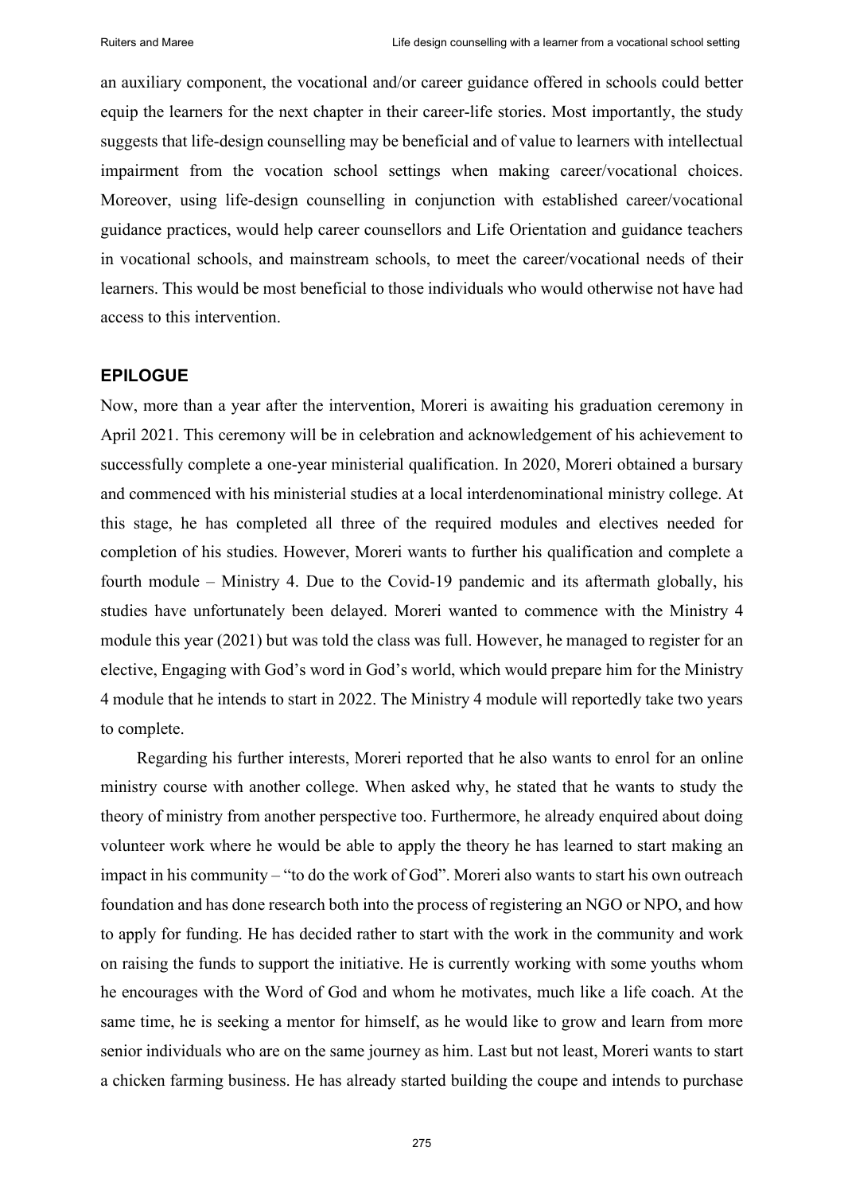an auxiliary component, the vocational and/or career guidance offered in schools could better equip the learners for the next chapter in their career-life stories. Most importantly, the study suggests that life-design counselling may be beneficial and of value to learners with intellectual impairment from the vocation school settings when making career/vocational choices. Moreover, using life-design counselling in conjunction with established career/vocational guidance practices, would help career counsellors and Life Orientation and guidance teachers in vocational schools, and mainstream schools, to meet the career/vocational needs of their learners. This would be most beneficial to those individuals who would otherwise not have had access to this intervention.

## EPILOGUE

Now, more than a year after the intervention, Moreri is awaiting his graduation ceremony in April 2021. This ceremony will be in celebration and acknowledgement of his achievement to successfully complete a one-year ministerial qualification. In 2020, Moreri obtained a bursary and commenced with his ministerial studies at a local interdenominational ministry college. At this stage, he has completed all three of the required modules and electives needed for completion of his studies. However, Moreri wants to further his qualification and complete a fourth module – Ministry 4. Due to the Covid-19 pandemic and its aftermath globally, his studies have unfortunately been delayed. Moreri wanted to commence with the Ministry 4 module this year (2021) but was told the class was full. However, he managed to register for an elective, Engaging with God's word in God's world, which would prepare him for the Ministry 4 module that he intends to start in 2022. The Ministry 4 module will reportedly take two years to complete.

Regarding his further interests, Moreri reported that he also wants to enrol for an online ministry course with another college. When asked why, he stated that he wants to study the theory of ministry from another perspective too. Furthermore, he already enquired about doing volunteer work where he would be able to apply the theory he has learned to start making an impact in his community – "to do the work of God". Moreri also wants to start his own outreach foundation and has done research both into the process of registering an NGO or NPO, and how to apply for funding. He has decided rather to start with the work in the community and work on raising the funds to support the initiative. He is currently working with some youths whom he encourages with the Word of God and whom he motivates, much like a life coach. At the same time, he is seeking a mentor for himself, as he would like to grow and learn from more senior individuals who are on the same journey as him. Last but not least, Moreri wants to start a chicken farming business. He has already started building the coupe and intends to purchase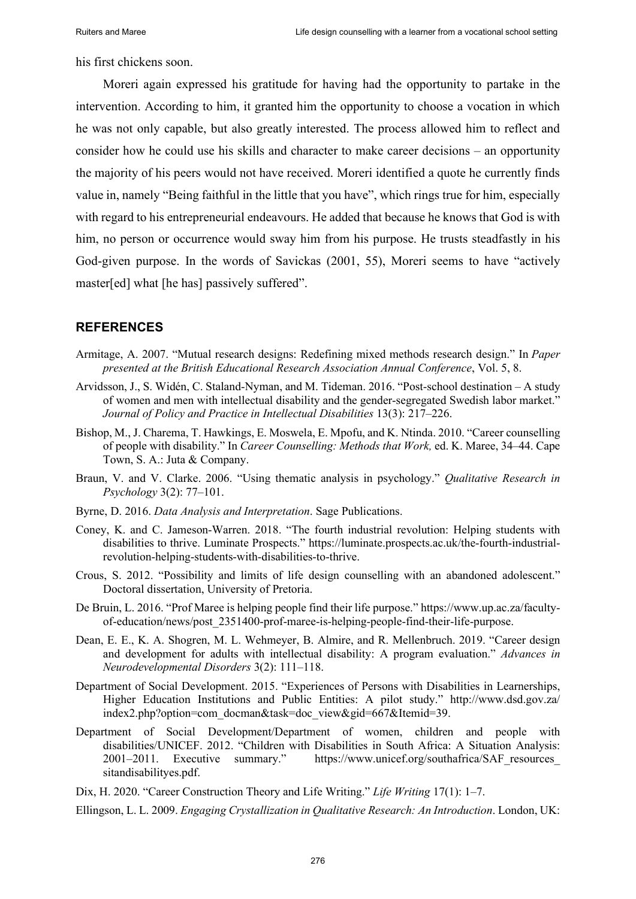his first chickens soon.

Moreri again expressed his gratitude for having had the opportunity to partake in the intervention. According to him, it granted him the opportunity to choose a vocation in which he was not only capable, but also greatly interested. The process allowed him to reflect and consider how he could use his skills and character to make career decisions – an opportunity the majority of his peers would not have received. Moreri identified a quote he currently finds value in, namely "Being faithful in the little that you have", which rings true for him, especially with regard to his entrepreneurial endeavours. He added that because he knows that God is with him, no person or occurrence would sway him from his purpose. He trusts steadfastly in his God-given purpose. In the words of Savickas (2001, 55), Moreri seems to have "actively master[ed] what [he has] passively suffered".

## REFERENCES

Armitage, A. 2007. "Mutual research designs: Redefining mixed methods research design." In *Paper presented at the British Educational Research Association Annual Conference*, Vol. 5, 8.

Arvidsson, J., S. Widén, C. Staland-Nyman, and M. Tideman. 2016. "Post-school destination – A study of women and men with intellectual disability and the gender-segregated Swedish labor market." *Journal of Policy and Practice in Intellectual Disabilities* 13(3): 217–226.

Bishop, M., J. Charema, T. Hawkings, E. Moswela, E. Mpofu, and K. Ntinda. 2010. "Career counselling of people with disability." In *Career Counselling: Methods that Work,* ed. K. Maree, 34–44. Cape Town, S. A.: Juta & Company.

Braun, V. and V. Clarke. 2006. "Using thematic analysis in psychology." *Qualitative Research in Psychology* 3(2): 77–101.

Byrne, D. 2016. *Data Analysis and Interpretation*. Sage Publications.

Coney, K. and C. Jameson-Warren. 2018. "The fourth industrial revolution: Helping students with disabilities to thrive. Luminate Prospects." https://luminate.prospects.ac.uk/the-fourth-industrial-revolution-helping-students-with-disabilities-to-thrive.

Crous, S. 2012. "Possibility and limits of life design counselling with an abandoned adolescent." Doctoral dissertation, University of Pretoria.

De Bruin, L. 2016. "Prof Maree is helping people find their life purpose." https://www.up.ac.za/faculty-of-education/news/post_2351400-prof-maree-is-helping-people-find-their-life-purpose.

Dean, E. E., K. A. Shogren, M. L. Wehmeyer, B. Almire, and R. Mellenbruch. 2019. "Career design and development for adults with intellectual disability: A program evaluation." *Advances in Neurodevelopmental Disorders* 3(2): 111–118.

Department of Social Development. 2015. "Experiences of Persons with Disabilities in Learnerships, Higher Education Institutions and Public Entities: A pilot study." http://www.dsd.gov.za/index2.php?option=com_docman&task=doc_view&gid=667&Itemid=39.

Department of Social Development/Department of women, children and people with disabilities/UNICEF. 2012. "Children with Disabilities in South Africa: A Situation Analysis: 2001–2011. Executive summary." https://www.unicef.org/southafrica/SAF_resources_sitandisabilityes.pdf.

Dix, H. 2020. "Career Construction Theory and Life Writing." *Life Writing* 17(1): 1–7.

Ellingson, L. L. 2009. *Engaging Crystallization in Qualitative Research: An Introduction*. London, UK: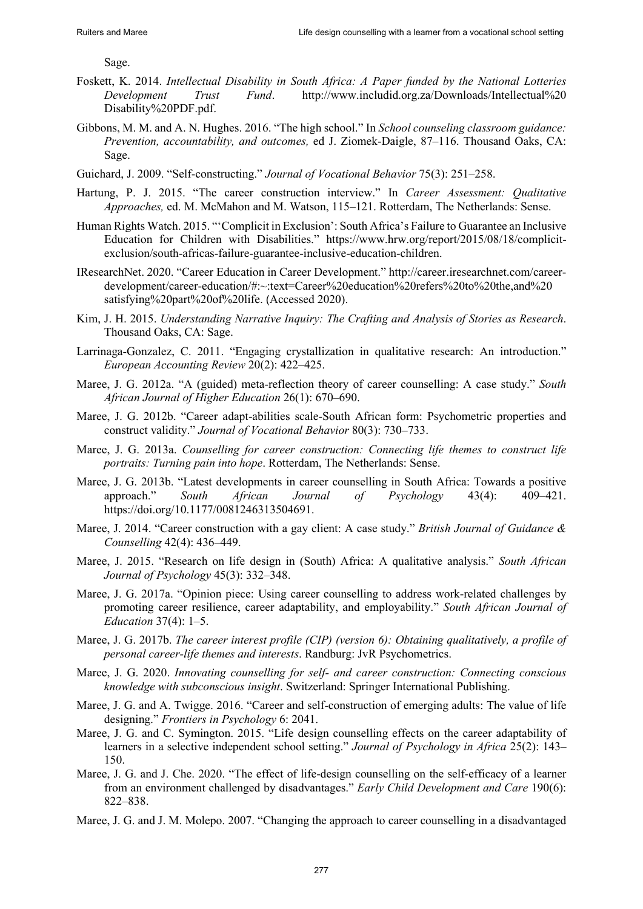Sage.

Foskett, K. 2014. *Intellectual Disability in South Africa: A Paper funded by the National Lotteries Development Trust Fund*. http://www.includid.org.za/Downloads/Intellectual%20 Disability%20PDF.pdf.

Gibbons, M. M. and A. N. Hughes. 2016. "The high school." In *School counseling classroom guidance: Prevention, accountability, and outcomes,* ed J. Ziomek-Daigle, 87–116. Thousand Oaks, CA: Sage.

Guichard, J. 2009. "Self-constructing." *Journal of Vocational Behavior* 75(3): 251–258.

Hartung, P. J. 2015. "The career construction interview." In *Career Assessment: Qualitative Approaches,* ed. M. McMahon and M. Watson, 115–121. Rotterdam, The Netherlands: Sense.

Human Rights Watch. 2015. "'Complicit in Exclusion': South Africa's Failure to Guarantee an Inclusive Education for Children with Disabilities." https://www.hrw.org/report/2015/08/18/complicit-exclusion/south-africas-failure-guarantee-inclusive-education-children.

IResearchNet. 2020. "Career Education in Career Development." http://career.iresearchnet.com/career-development/career-education/#:~:text=Career%20education%20refers%20to%20the,and%20 satisfying%20part%20of%20life. (Accessed 2020).

Kim, J. H. 2015. *Understanding Narrative Inquiry: The Crafting and Analysis of Stories as Research*. Thousand Oaks, CA: Sage.

Larrinaga-Gonzalez, C. 2011. "Engaging crystallization in qualitative research: An introduction." *European Accounting Review* 20(2): 422–425.

Maree, J. G. 2012a. "A (guided) meta-reflection theory of career counselling: A case study." *South African Journal of Higher Education* 26(1): 670–690.

Maree, J. G. 2012b. "Career adapt-abilities scale-South African form: Psychometric properties and construct validity." *Journal of Vocational Behavior* 80(3): 730–733.

Maree, J. G. 2013a. *Counselling for career construction: Connecting life themes to construct life portraits: Turning pain into hope*. Rotterdam, The Netherlands: Sense.

Maree, J. G. 2013b. "Latest developments in career counselling in South Africa: Towards a positive approach." *South African Journal of Psychology* 43(4): 409–421. https://doi.org/10.1177/0081246313504691.

Maree, J. 2014. "Career construction with a gay client: A case study." *British Journal of Guidance & Counselling* 42(4): 436–449.

Maree, J. 2015. "Research on life design in (South) Africa: A qualitative analysis." *South African Journal of Psychology* 45(3): 332–348.

Maree, J. G. 2017a. "Opinion piece: Using career counselling to address work-related challenges by promoting career resilience, career adaptability, and employability." *South African Journal of Education* 37(4): 1–5.

Maree, J. G. 2017b. *The career interest profile (CIP) (version 6): Obtaining qualitatively, a profile of personal career-life themes and interests*. Randburg: JvR Psychometrics.

Maree, J. G. 2020. *Innovating counselling for self- and career construction: Connecting conscious knowledge with subconscious insight*. Switzerland: Springer International Publishing.

Maree, J. G. and A. Twigge. 2016. "Career and self-construction of emerging adults: The value of life designing." *Frontiers in Psychology* 6: 2041.

Maree, J. G. and C. Symington. 2015. "Life design counselling effects on the career adaptability of learners in a selective independent school setting." *Journal of Psychology in Africa* 25(2): 143–150.

Maree, J. G. and J. Che. 2020. "The effect of life-design counselling on the self-efficacy of a learner from an environment challenged by disadvantages." *Early Child Development and Care* 190(6): 822–838.

Maree, J. G. and J. M. Molepo. 2007. "Changing the approach to career counselling in a disadvantaged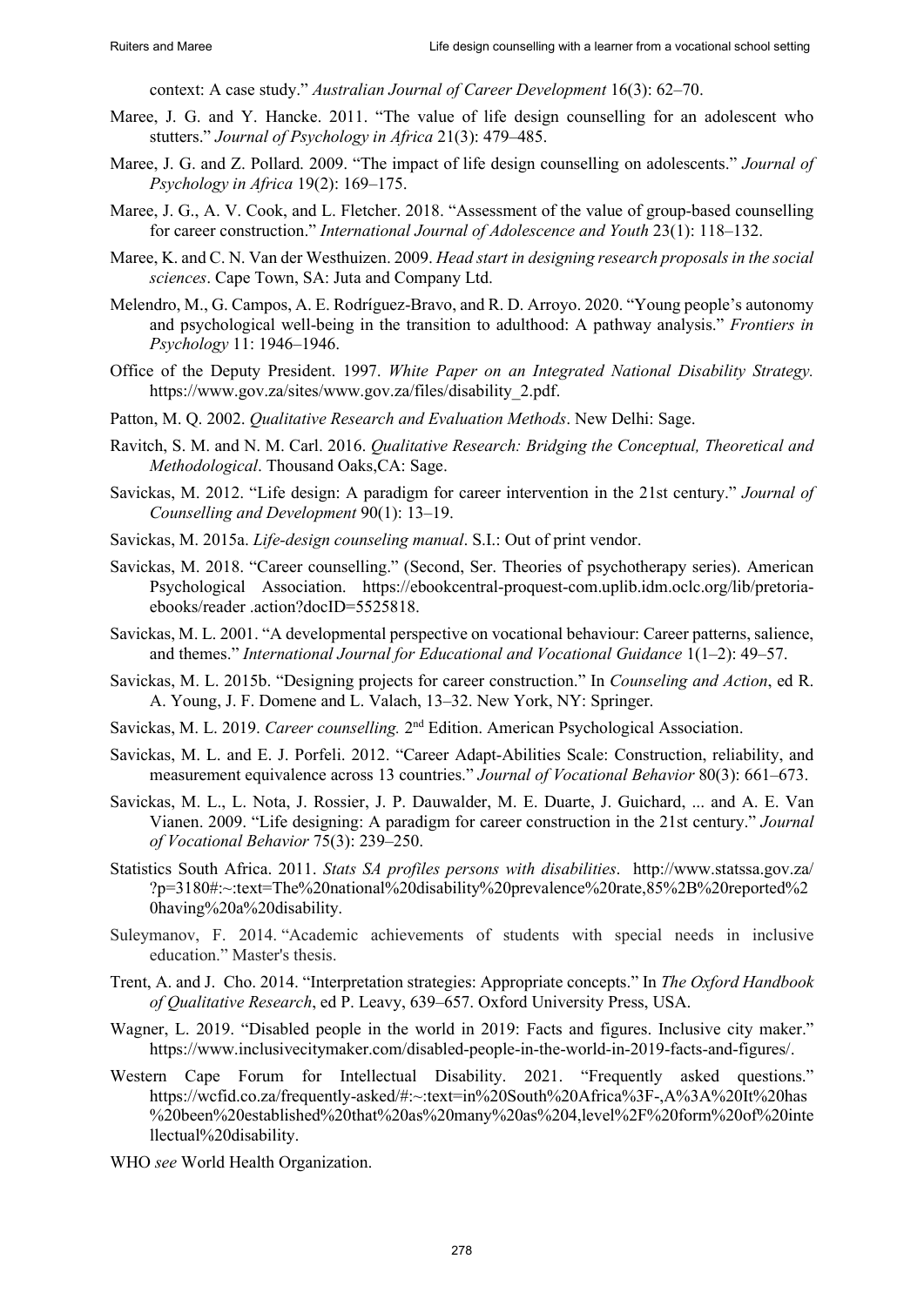context: A case study." *Australian Journal of Career Development* 16(3): 62–70.

Maree, J. G. and Y. Hancke. 2011. "The value of life design counselling for an adolescent who stutters." *Journal of Psychology in Africa* 21(3): 479–485.

Maree, J. G. and Z. Pollard. 2009. "The impact of life design counselling on adolescents." *Journal of Psychology in Africa* 19(2): 169–175.

Maree, J. G., A. V. Cook, and L. Fletcher. 2018. "Assessment of the value of group-based counselling for career construction." *International Journal of Adolescence and Youth* 23(1): 118–132.

Maree, K. and C. N. Van der Westhuizen. 2009. *Head start in designing research proposals in the social sciences*. Cape Town, SA: Juta and Company Ltd.

Melendro, M., G. Campos, A. E. Rodríguez-Bravo, and R. D. Arroyo. 2020. "Young people's autonomy and psychological well-being in the transition to adulthood: A pathway analysis." *Frontiers in Psychology* 11: 1946–1946.

Office of the Deputy President. 1997. *White Paper on an Integrated National Disability Strategy.* https://www.gov.za/sites/www.gov.za/files/disability_2.pdf.

Patton, M. Q. 2002. *Qualitative Research and Evaluation Methods*. New Delhi: Sage.

Ravitch, S. M. and N. M. Carl. 2016. *Qualitative Research: Bridging the Conceptual, Theoretical and Methodological*. Thousand Oaks,CA: Sage.

Savickas, M. 2012. "Life design: A paradigm for career intervention in the 21st century." *Journal of Counselling and Development* 90(1): 13–19.

Savickas, M. 2015a. *Life-design counseling manual*. S.I.: Out of print vendor.

Savickas, M. 2018. "Career counselling." (Second, Ser. Theories of psychotherapy series). American Psychological Association. https://ebookcentral-proquest-com.uplib.idm.oclc.org/lib/pretoria-ebooks/reader .action?docID=5525818.

Savickas, M. L. 2001. "A developmental perspective on vocational behaviour: Career patterns, salience, and themes." *International Journal for Educational and Vocational Guidance* 1(1–2): 49–57.

Savickas, M. L. 2015b. "Designing projects for career construction." In *Counseling and Action*, ed R. A. Young, J. F. Domene and L. Valach, 13–32. New York, NY: Springer.

Savickas, M. L. 2019. *Career counselling.* 2nd Edition. American Psychological Association.

Savickas, M. L. and E. J. Porfeli. 2012. "Career Adapt-Abilities Scale: Construction, reliability, and measurement equivalence across 13 countries." *Journal of Vocational Behavior* 80(3): 661–673.

Savickas, M. L., L. Nota, J. Rossier, J. P. Dauwalder, M. E. Duarte, J. Guichard, ... and A. E. Van Vianen. 2009. "Life designing: A paradigm for career construction in the 21st century." *Journal of Vocational Behavior* 75(3): 239–250.

Statistics South Africa. 2011. *Stats SA profiles persons with disabilities*. http://www.statssa.gov.za/?p=3180#:~:text=The%20national%20disability%20prevalence%20rate,85%2B%20reported%20having%20a%20disability.

Suleymanov, F. 2014. "Academic achievements of students with special needs in inclusive education." Master's thesis.

Trent, A. and J. Cho. 2014. "Interpretation strategies: Appropriate concepts." In *The Oxford Handbook of Qualitative Research*, ed P. Leavy, 639–657. Oxford University Press, USA.

Wagner, L. 2019. "Disabled people in the world in 2019: Facts and figures. Inclusive city maker." https://www.inclusivecitymaker.com/disabled-people-in-the-world-in-2019-facts-and-figures/.

Western Cape Forum for Intellectual Disability. 2021. "Frequently asked questions." https://wcfid.co.za/frequently-asked/#:~:text=in%20South%20Africa%3F-,A%3A%20It%20has%20been%20established%20that%20as%20many%20as%204,level%2F%20form%20of%20intellectual%20disability.

WHO *see* World Health Organization.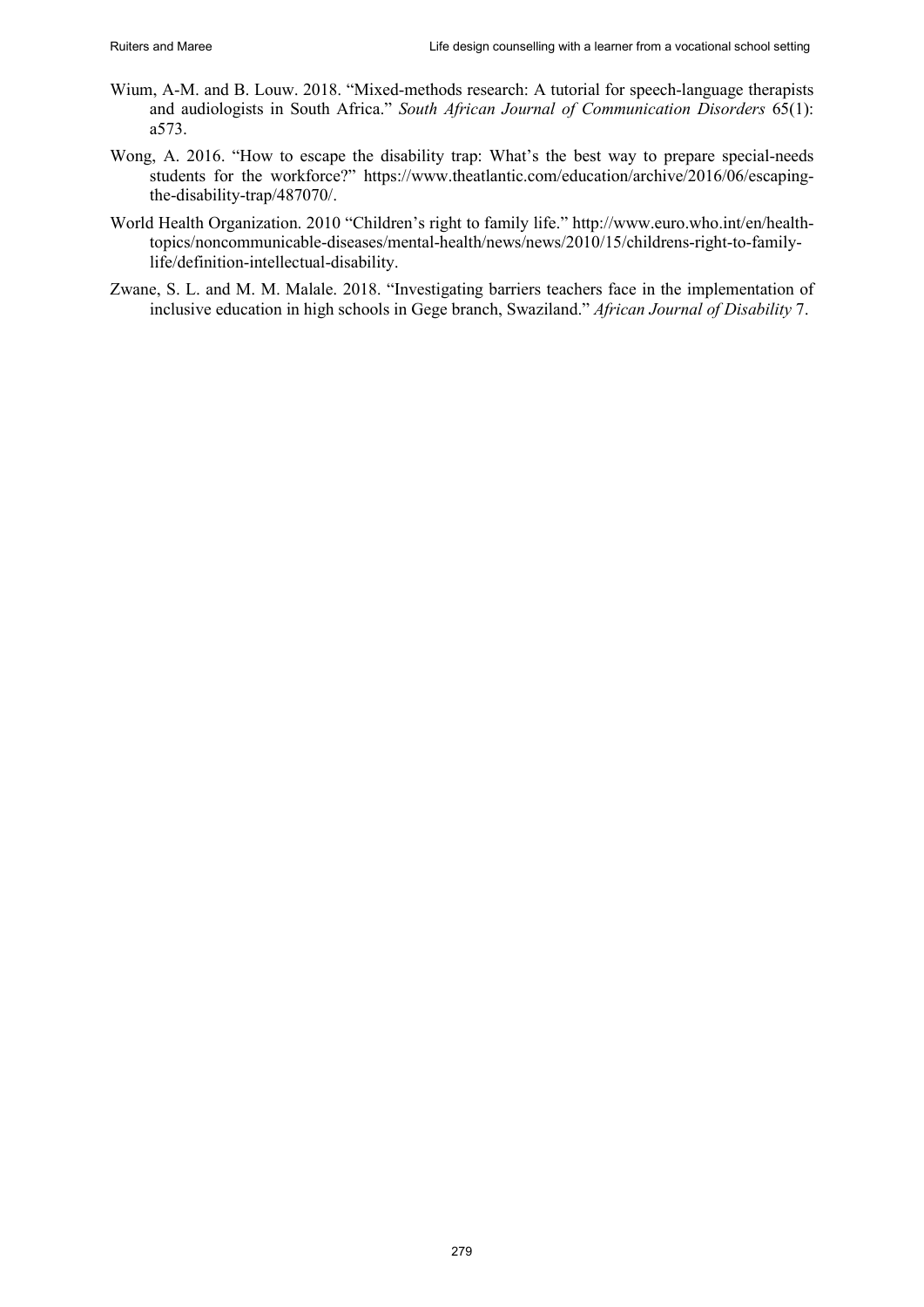Wium, A-M. and B. Louw. 2018. "Mixed-methods research: A tutorial for speech-language therapists and audiologists in South Africa." *South African Journal of Communication Disorders* 65(1): a573.

Wong, A. 2016. "How to escape the disability trap: What's the best way to prepare special-needs students for the workforce?" https://www.theatlantic.com/education/archive/2016/06/escaping-the-disability-trap/487070/.

World Health Organization. 2010 "Children's right to family life." http://www.euro.who.int/en/health-topics/noncommunicable-diseases/mental-health/news/news/2010/15/childrens-right-to-family-life/definition-intellectual-disability.

Zwane, S. L. and M. M. Malale. 2018. "Investigating barriers teachers face in the implementation of inclusive education in high schools in Gege branch, Swaziland." *African Journal of Disability* 7.